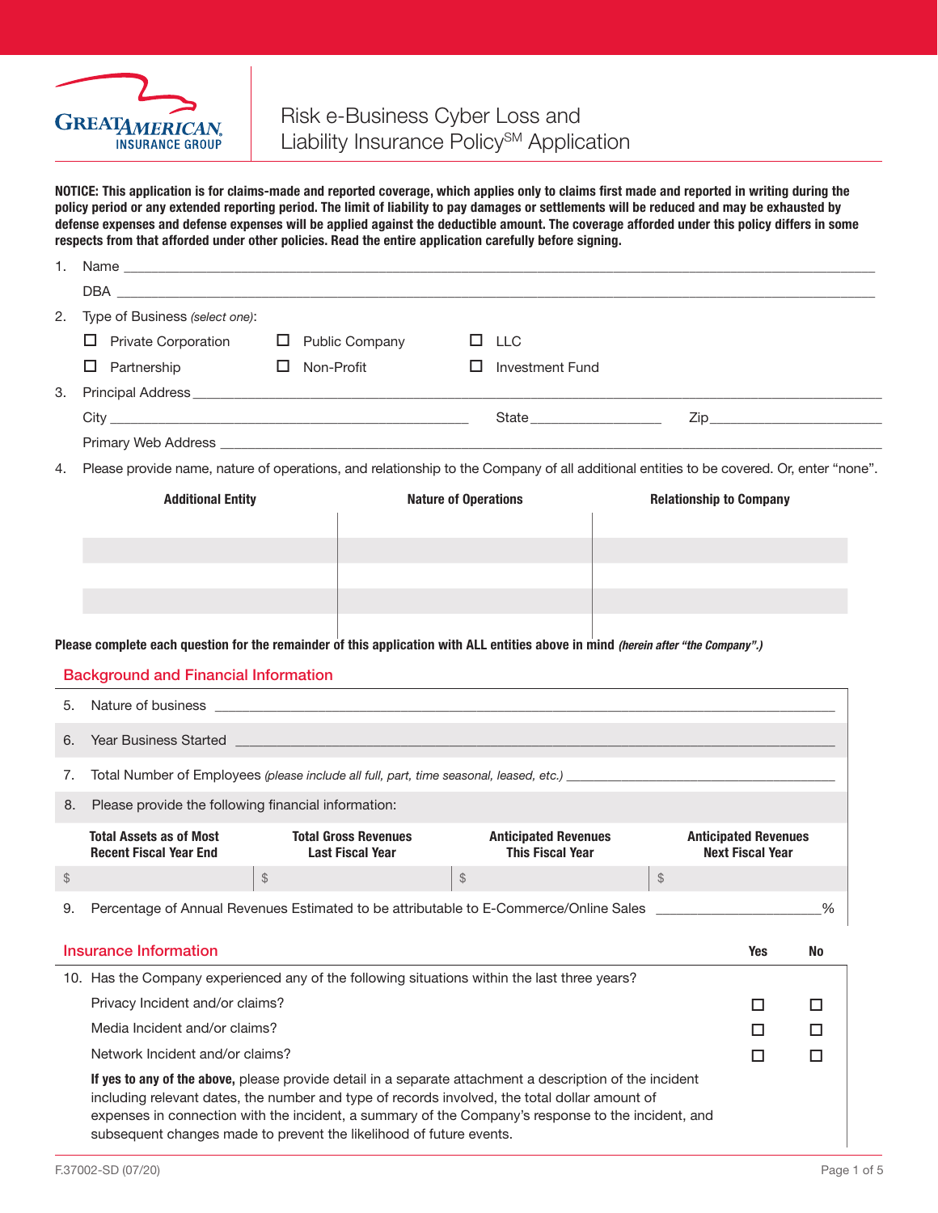# Risk e-Business Cyber Loss and Liability Insurance Policy℠ Application

**NOTICE: This application is for claims-made and reported coverage, which applies only to claims first made and reported in writing during the policy period or any extended reporting period. The limit of liability to pay damages or settlements will be reduced and may be exhausted by defense expenses and defense expenses will be applied against the deductible amount. The coverage afforded under this policy differs in some respects from that afforded under other policies. Read the entire application carefully before signing.**

1. Name ______________________________

   DBA ______________________________

2. Type of Business *(select one)*:

   ☐ Private Corporation ☐ Public Company ☐ LLC

   ☐ Partnership ☐ Non-Profit ☐ Investment Fund

3. Principal Address ______________________________

   City ____________________ State ____________ Zip ____________

   Primary Web Address ______________________________

4. Please provide name, nature of operations, and relationship to the Company of all additional entities to be covered. Or, enter "none".

| Additional Entity | Nature of Operations | Relationship to Company |
|---|---|---|
| | | |
| | | |
| | | |
| | | |

**Please complete each question for the remainder of this application with ALL entities above in mind** ***(herein after "the Company".)***

## Background and Financial Information

5. Nature of business ______________________________

6. Year Business Started ______________________________

7. Total Number of Employees *(please include all full, part, time seasonal, leased, etc.)* ____________________

8. Please provide the following financial information:

| Total Assets as of Most Recent Fiscal Year End | Total Gross Revenues Last Fiscal Year | Anticipated Revenues This Fiscal Year | Anticipated Revenues Next Fiscal Year |
|---|---|---|---|
| $ | $ | $ | $ |

9. Percentage of Annual Revenues Estimated to be attributable to E-Commerce/Online Sales ____________%

## Insurance Information

| | Yes | No |
|---|---|---|
| 10. Has the Company experienced any of the following situations within the last three years? | | |
| Privacy Incident and/or claims? | ☐ | ☐ |
| Media Incident and/or claims? | ☐ | ☐ |
| Network Incident and/or claims? | ☐ | ☐ |

**If yes to any of the above,** please provide detail in a separate attachment a description of the incident including relevant dates, the number and type of records involved, the total dollar amount of expenses in connection with the incident, a summary of the Company's response to the incident, and subsequent changes made to prevent the likelihood of future events.

F.37002-SD (07/20)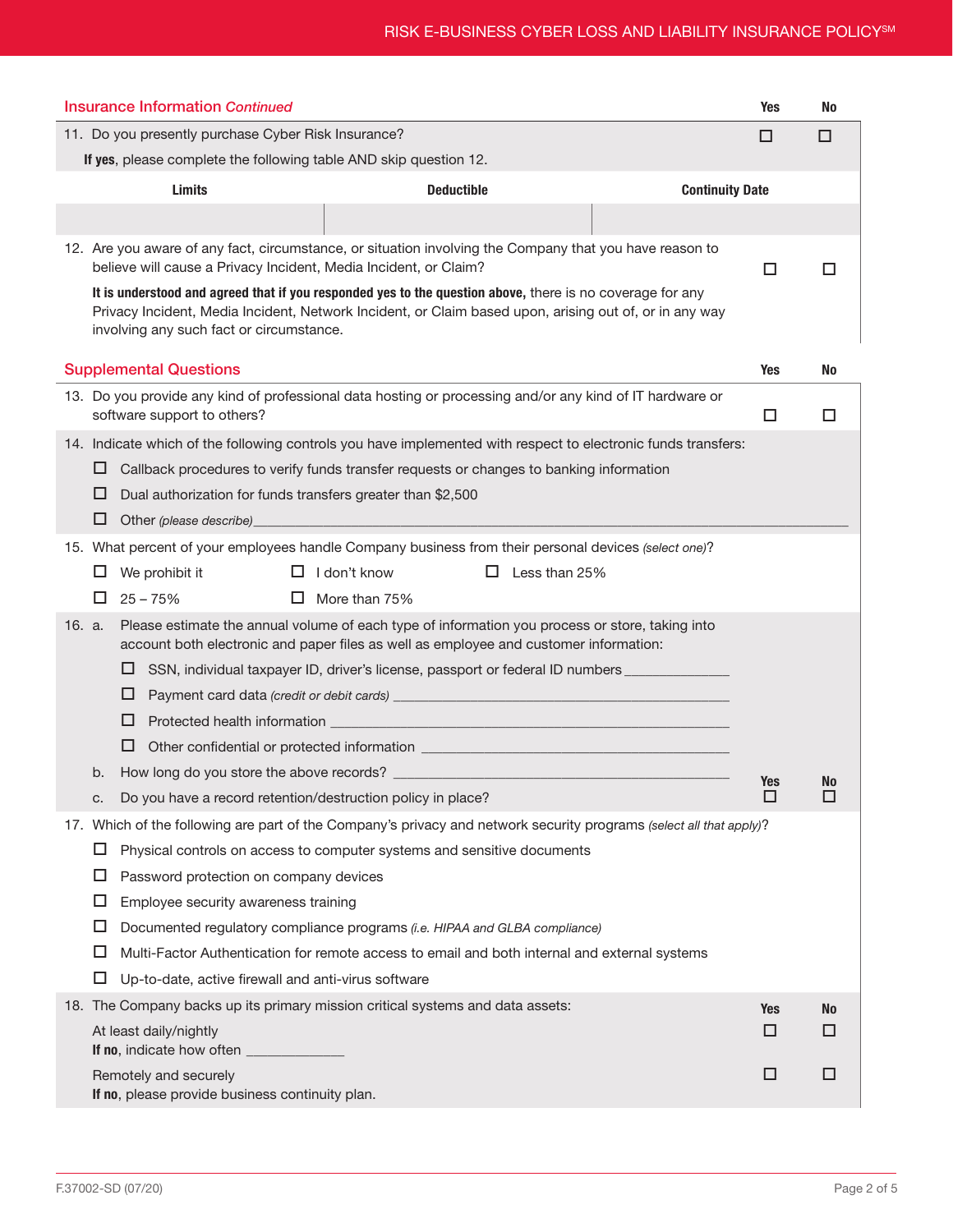## Insurance Information *Continued*

| | Yes | No |
|---|---|---|
| 11. Do you presently purchase Cyber Risk Insurance? **If yes**, please complete the following table AND skip question 12. | ☐ | ☐ |

| Limits | Deductible | Continuity Date |
|---|---|---|
| | | |

| | Yes | No |
|---|---|---|
| 12. Are you aware of any fact, circumstance, or situation involving the Company that you have reason to believe will cause a Privacy Incident, Media Incident, or Claim? | ☐ | ☐ |

**It is understood and agreed that if you responded yes to the question above,** there is no coverage for any Privacy Incident, Media Incident, Network Incident, or Claim based upon, arising out of, or in any way involving any such fact or circumstance.

## Supplemental Questions

| | Yes | No |
|---|---|---|
| 13. Do you provide any kind of professional data hosting or processing and/or any kind of IT hardware or software support to others? | ☐ | ☐ |

14. Indicate which of the following controls you have implemented with respect to electronic funds transfers:

- ☐ Callback procedures to verify funds transfer requests or changes to banking information
- ☐ Dual authorization for funds transfers greater than $2,500
- ☐ Other *(please describe)*_______________

15. What percent of your employees handle Company business from their personal devices *(select one)*?

- ☐ We prohibit it
- ☐ I don't know
- ☐ Less than 25%
- ☐ 25 – 75%
- ☐ More than 75%

16. a. Please estimate the annual volume of each type of information you process or store, taking into account both electronic and paper files as well as employee and customer information:

- ☐ SSN, individual taxpayer ID, driver's license, passport or federal ID numbers _______________
- ☐ Payment card data *(credit or debit cards)* _______________
- ☐ Protected health information _______________
- ☐ Other confidential or protected information _______________

b. How long do you store the above records? _______________

| | Yes | No |
|---|---|---|
| c. Do you have a record retention/destruction policy in place? | ☐ | ☐ |

17. Which of the following are part of the Company's privacy and network security programs *(select all that apply)*?

- ☐ Physical controls on access to computer systems and sensitive documents
- ☐ Password protection on company devices
- ☐ Employee security awareness training
- ☐ Documented regulatory compliance programs *(i.e. HIPAA and GLBA compliance)*
- ☐ Multi-Factor Authentication for remote access to email and both internal and external systems
- ☐ Up-to-date, active firewall and anti-virus software

18. The Company backs up its primary mission critical systems and data assets:

| | Yes | No |
|---|---|---|
| At least daily/nightly **If no**, indicate how often _______________ | ☐ | ☐ |
| Remotely and securely **If no**, please provide business continuity plan. | ☐ | ☐ |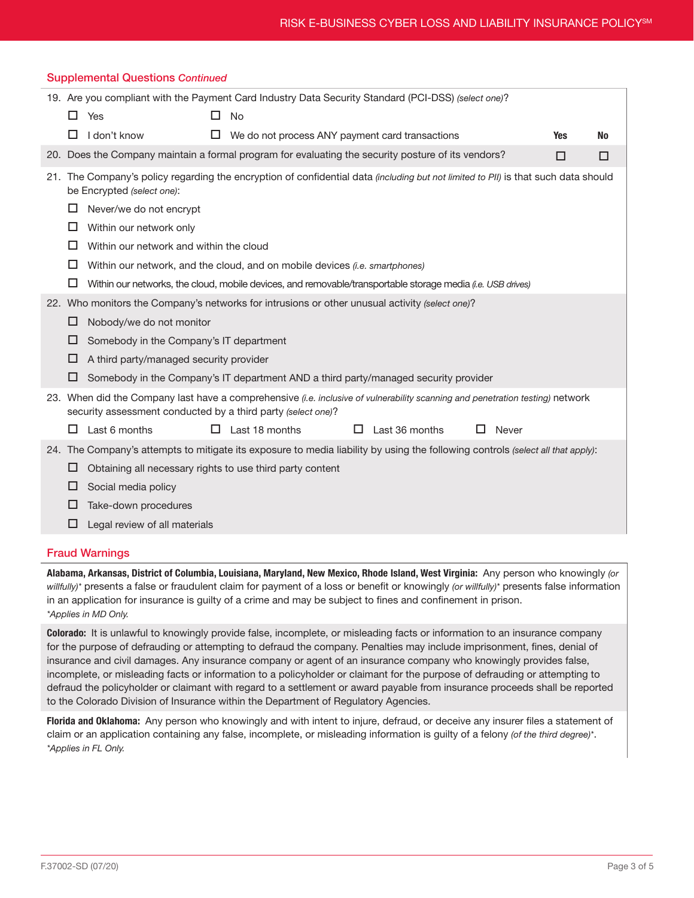## Supplemental Questions *Continued*

19. Are you compliant with the Payment Card Industry Data Security Standard (PCI-DSS) *(select one)*?

- ☐ Yes
- ☐ No
- ☐ I don't know
- ☐ We do not process ANY payment card transactions

| | Yes | No |
|---|---|---|
| 20. Does the Company maintain a formal program for evaluating the security posture of its vendors? | ☐ | ☐ |

21. The Company's policy regarding the encryption of confidential data *(including but not limited to PII)* is that such data should be Encrypted *(select one)*:

- ☐ Never/we do not encrypt
- ☐ Within our network only
- ☐ Within our network and within the cloud
- ☐ Within our network, and the cloud, and on mobile devices *(i.e. smartphones)*
- ☐ Within our networks, the cloud, mobile devices, and removable/transportable storage media *(i.e. USB drives)*

22. Who monitors the Company's networks for intrusions or other unusual activity *(select one)*?

- ☐ Nobody/we do not monitor
- ☐ Somebody in the Company's IT department
- ☐ A third party/managed security provider
- ☐ Somebody in the Company's IT department AND a third party/managed security provider

23. When did the Company last have a comprehensive *(i.e. inclusive of vulnerability scanning and penetration testing)* network security assessment conducted by a third party *(select one)*?

- ☐ Last 6 months
- ☐ Last 18 months
- ☐ Last 36 months
- ☐ Never

24. The Company's attempts to mitigate its exposure to media liability by using the following controls *(select all that apply)*:

- ☐ Obtaining all necessary rights to use third party content
- ☐ Social media policy
- ☐ Take-down procedures
- ☐ Legal review of all materials

## Fraud Warnings

**Alabama, Arkansas, District of Columbia, Louisiana, Maryland, New Mexico, Rhode Island, West Virginia:** Any person who knowingly *(or willfully)** presents a false or fraudulent claim for payment of a loss or benefit or knowingly *(or willfully)** presents false information in an application for insurance is guilty of a crime and may be subject to fines and confinement in prison.
*\*Applies in MD Only.*

**Colorado:** It is unlawful to knowingly provide false, incomplete, or misleading facts or information to an insurance company for the purpose of defrauding or attempting to defraud the company. Penalties may include imprisonment, fines, denial of insurance and civil damages. Any insurance company or agent of an insurance company who knowingly provides false, incomplete, or misleading facts or information to a policyholder or claimant for the purpose of defrauding or attempting to defraud the policyholder or claimant with regard to a settlement or award payable from insurance proceeds shall be reported to the Colorado Division of Insurance within the Department of Regulatory Agencies.

**Florida and Oklahoma:** Any person who knowingly and with intent to injure, defraud, or deceive any insurer files a statement of claim or an application containing any false, incomplete, or misleading information is guilty of a felony *(of the third degree)**.
*\*Applies in FL Only.*

F.37002-SD (07/20)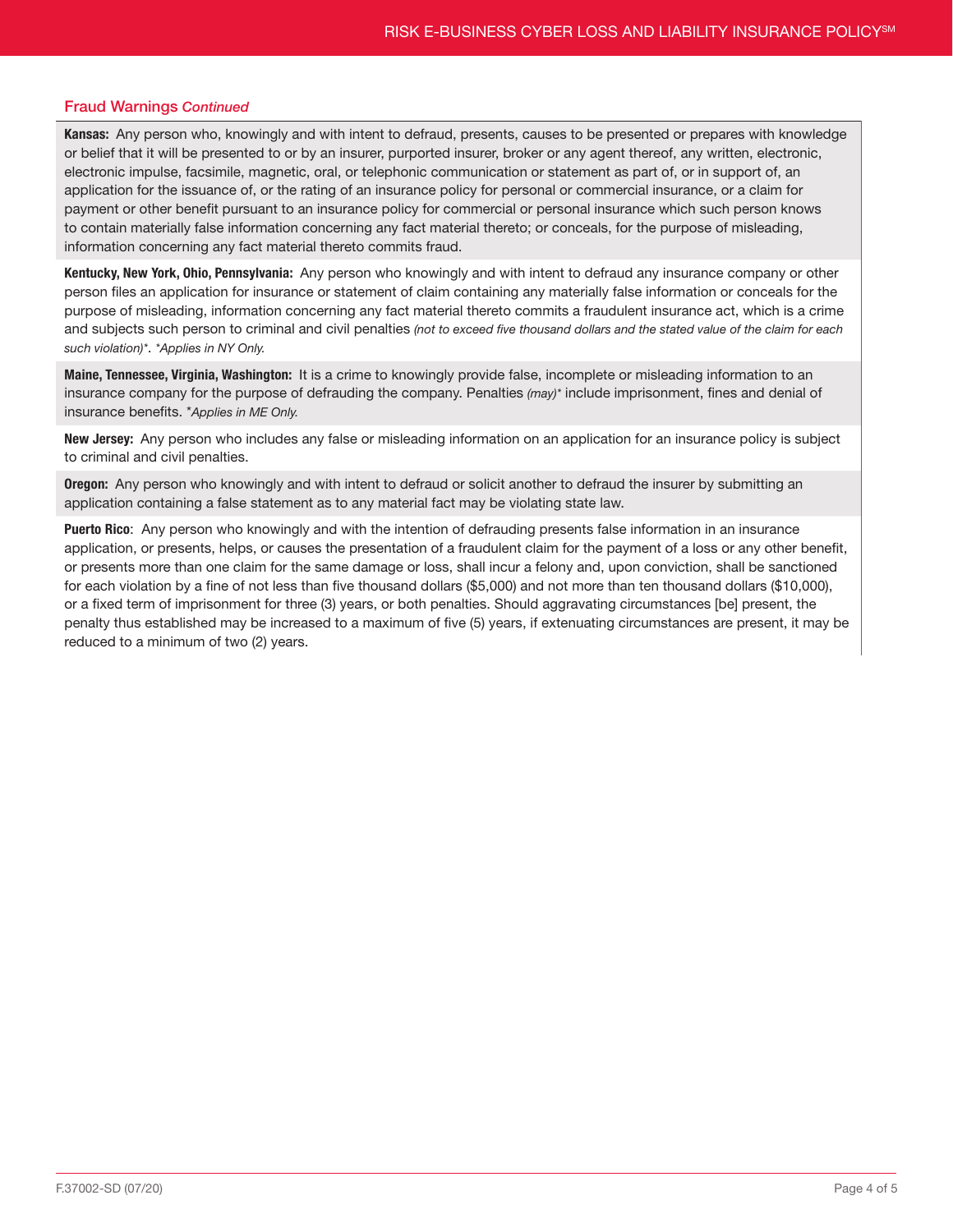## Fraud Warnings *Continued*

**Kansas:** Any person who, knowingly and with intent to defraud, presents, causes to be presented or prepares with knowledge or belief that it will be presented to or by an insurer, purported insurer, broker or any agent thereof, any written, electronic, electronic impulse, facsimile, magnetic, oral, or telephonic communication or statement as part of, or in support of, an application for the issuance of, or the rating of an insurance policy for personal or commercial insurance, or a claim for payment or other benefit pursuant to an insurance policy for commercial or personal insurance which such person knows to contain materially false information concerning any fact material thereto; or conceals, for the purpose of misleading, information concerning any fact material thereto commits fraud.

**Kentucky, New York, Ohio, Pennsylvania:** Any person who knowingly and with intent to defraud any insurance company or other person files an application for insurance or statement of claim containing any materially false information or conceals for the purpose of misleading, information concerning any fact material thereto commits a fraudulent insurance act, which is a crime and subjects such person to criminal and civil penalties *(not to exceed five thousand dollars and the stated value of the claim for each such violation)**. **Applies in NY Only.*

**Maine, Tennessee, Virginia, Washington:** It is a crime to knowingly provide false, incomplete or misleading information to an insurance company for the purpose of defrauding the company. Penalties *(may)** include imprisonment, fines and denial of insurance benefits. **Applies in ME Only.*

**New Jersey:** Any person who includes any false or misleading information on an application for an insurance policy is subject to criminal and civil penalties.

**Oregon:** Any person who knowingly and with intent to defraud or solicit another to defraud the insurer by submitting an application containing a false statement as to any material fact may be violating state law.

**Puerto Rico**: Any person who knowingly and with the intention of defrauding presents false information in an insurance application, or presents, helps, or causes the presentation of a fraudulent claim for the payment of a loss or any other benefit, or presents more than one claim for the same damage or loss, shall incur a felony and, upon conviction, shall be sanctioned for each violation by a fine of not less than five thousand dollars ($5,000) and not more than ten thousand dollars ($10,000), or a fixed term of imprisonment for three (3) years, or both penalties. Should aggravating circumstances [be] present, the penalty thus established may be increased to a maximum of five (5) years, if extenuating circumstances are present, it may be reduced to a minimum of two (2) years.

F.37002-SD (07/20)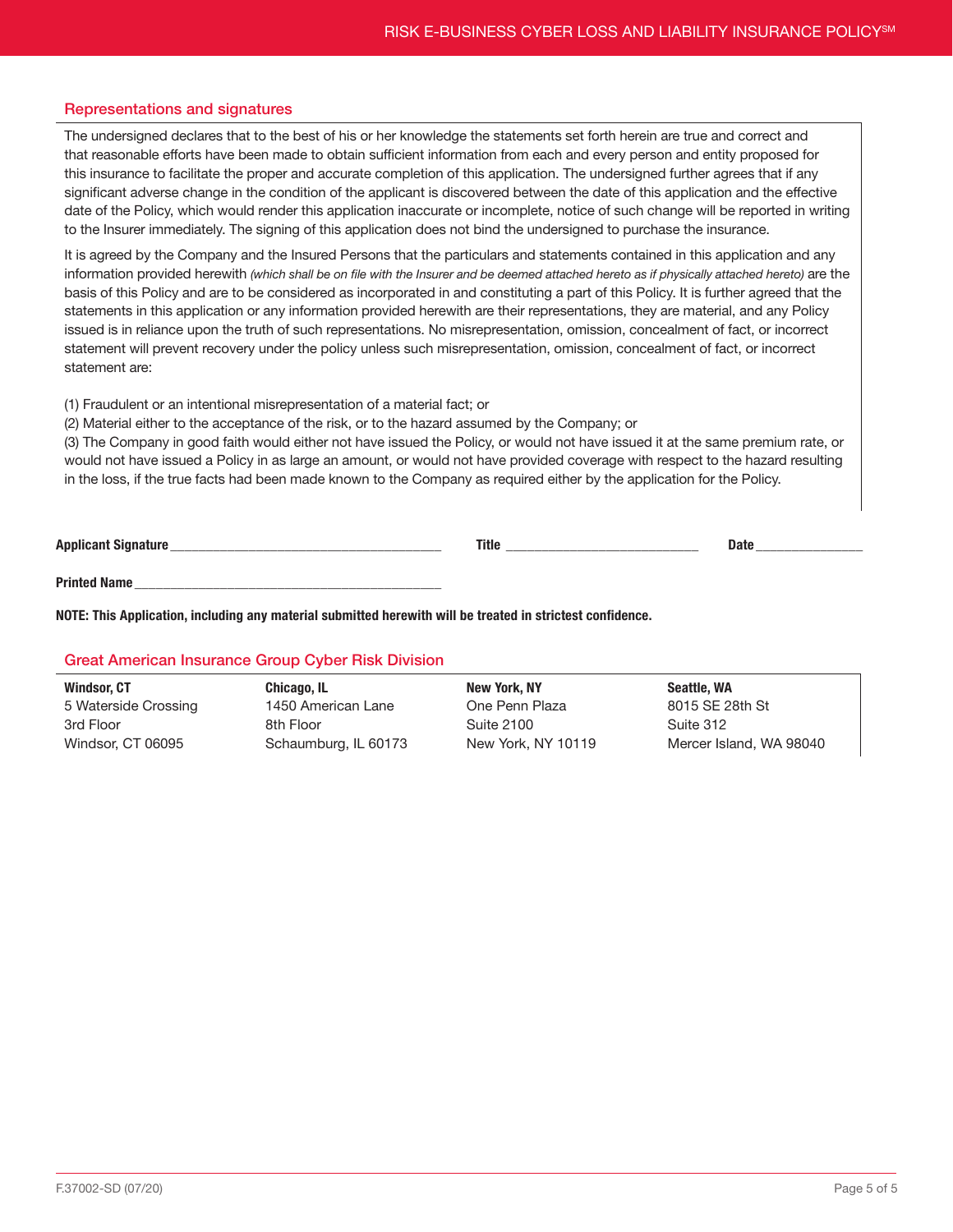## Representations and signatures

The undersigned declares that to the best of his or her knowledge the statements set forth herein are true and correct and that reasonable efforts have been made to obtain sufficient information from each and every person and entity proposed for this insurance to facilitate the proper and accurate completion of this application. The undersigned further agrees that if any significant adverse change in the condition of the applicant is discovered between the date of this application and the effective date of the Policy, which would render this application inaccurate or incomplete, notice of such change will be reported in writing to the Insurer immediately. The signing of this application does not bind the undersigned to purchase the insurance.

It is agreed by the Company and the Insured Persons that the particulars and statements contained in this application and any information provided herewith *(which shall be on file with the Insurer and be deemed attached hereto as if physically attached hereto)* are the basis of this Policy and are to be considered as incorporated in and constituting a part of this Policy. It is further agreed that the statements in this application or any information provided herewith are their representations, they are material, and any Policy issued is in reliance upon the truth of such representations. No misrepresentation, omission, concealment of fact, or incorrect statement will prevent recovery under the policy unless such misrepresentation, omission, concealment of fact, or incorrect statement are:

(1) Fraudulent or an intentional misrepresentation of a material fact; or
(2) Material either to the acceptance of the risk, or to the hazard assumed by the Company; or
(3) The Company in good faith would either not have issued the Policy, or would not have issued it at the same premium rate, or would not have issued a Policy in as large an amount, or would not have provided coverage with respect to the hazard resulting in the loss, if the true facts had been made known to the Company as required either by the application for the Policy.

**Applicant Signature** ________________________ **Title** ________________________ **Date** ______________

**Printed Name** ________________________

**NOTE: This Application, including any material submitted herewith will be treated in strictest confidence.**

## Great American Insurance Group Cyber Risk Division

**Windsor, CT**
5 Waterside Crossing
3rd Floor
Windsor, CT 06095

**Chicago, IL**
1450 American Lane
8th Floor
Schaumburg, IL 60173

**New York, NY**
One Penn Plaza
Suite 2100
New York, NY 10119

**Seattle, WA**
8015 SE 28th St
Suite 312
Mercer Island, WA 98040

F.37002-SD (07/20)